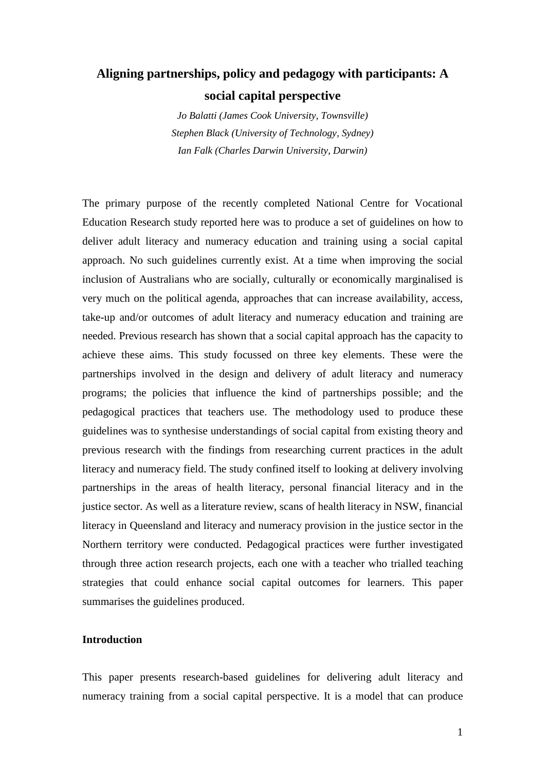# Aligning partnerships, policy and pedagogy with participants: A social capital perspective

*Jo Balatti (James Cook University, Townsville)*
*Stephen Black (University of Technology, Sydney)*
*Ian Falk (Charles Darwin University, Darwin)*

The primary purpose of the recently completed National Centre for Vocational Education Research study reported here was to produce a set of guidelines on how to deliver adult literacy and numeracy education and training using a social capital approach. No such guidelines currently exist. At a time when improving the social inclusion of Australians who are socially, culturally or economically marginalised is very much on the political agenda, approaches that can increase availability, access, take-up and/or outcomes of adult literacy and numeracy education and training are needed. Previous research has shown that a social capital approach has the capacity to achieve these aims. This study focussed on three key elements. These were the partnerships involved in the design and delivery of adult literacy and numeracy programs; the policies that influence the kind of partnerships possible; and the pedagogical practices that teachers use. The methodology used to produce these guidelines was to synthesise understandings of social capital from existing theory and previous research with the findings from researching current practices in the adult literacy and numeracy field. The study confined itself to looking at delivery involving partnerships in the areas of health literacy, personal financial literacy and in the justice sector. As well as a literature review, scans of health literacy in NSW, financial literacy in Queensland and literacy and numeracy provision in the justice sector in the Northern territory were conducted. Pedagogical practices were further investigated through three action research projects, each one with a teacher who trialled teaching strategies that could enhance social capital outcomes for learners. This paper summarises the guidelines produced.

## Introduction

This paper presents research-based guidelines for delivering adult literacy and numeracy training from a social capital perspective. It is a model that can produce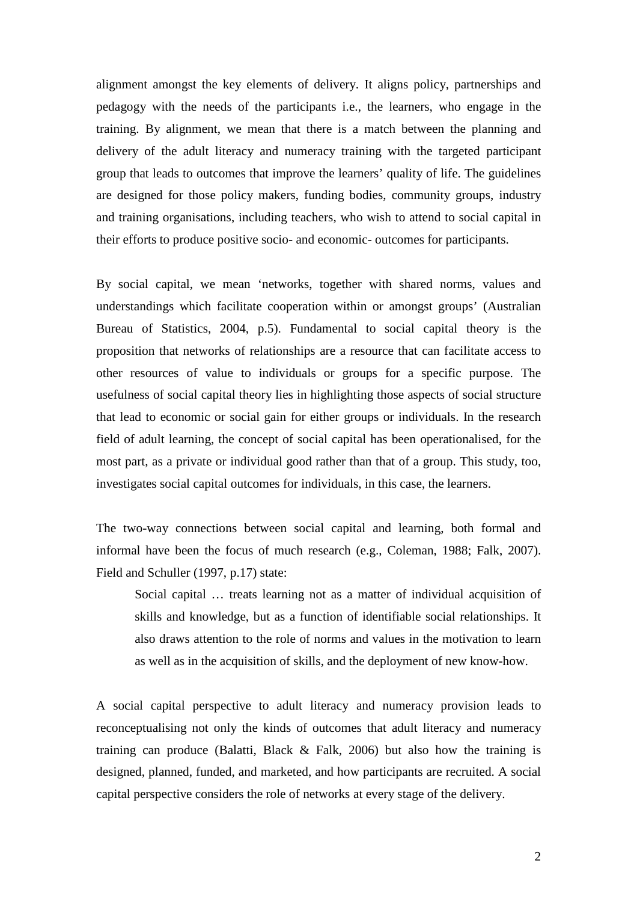alignment amongst the key elements of delivery. It aligns policy, partnerships and pedagogy with the needs of the participants i.e., the learners, who engage in the training. By alignment, we mean that there is a match between the planning and delivery of the adult literacy and numeracy training with the targeted participant group that leads to outcomes that improve the learners' quality of life. The guidelines are designed for those policy makers, funding bodies, community groups, industry and training organisations, including teachers, who wish to attend to social capital in their efforts to produce positive socio- and economic- outcomes for participants.

By social capital, we mean 'networks, together with shared norms, values and understandings which facilitate cooperation within or amongst groups' (Australian Bureau of Statistics, 2004, p.5). Fundamental to social capital theory is the proposition that networks of relationships are a resource that can facilitate access to other resources of value to individuals or groups for a specific purpose. The usefulness of social capital theory lies in highlighting those aspects of social structure that lead to economic or social gain for either groups or individuals. In the research field of adult learning, the concept of social capital has been operationalised, for the most part, as a private or individual good rather than that of a group. This study, too, investigates social capital outcomes for individuals, in this case, the learners.

The two-way connections between social capital and learning, both formal and informal have been the focus of much research (e.g., Coleman, 1988; Falk, 2007). Field and Schuller (1997, p.17) state:

> Social capital … treats learning not as a matter of individual acquisition of skills and knowledge, but as a function of identifiable social relationships. It also draws attention to the role of norms and values in the motivation to learn as well as in the acquisition of skills, and the deployment of new know-how.

A social capital perspective to adult literacy and numeracy provision leads to reconceptualising not only the kinds of outcomes that adult literacy and numeracy training can produce (Balatti, Black & Falk, 2006) but also how the training is designed, planned, funded, and marketed, and how participants are recruited. A social capital perspective considers the role of networks at every stage of the delivery.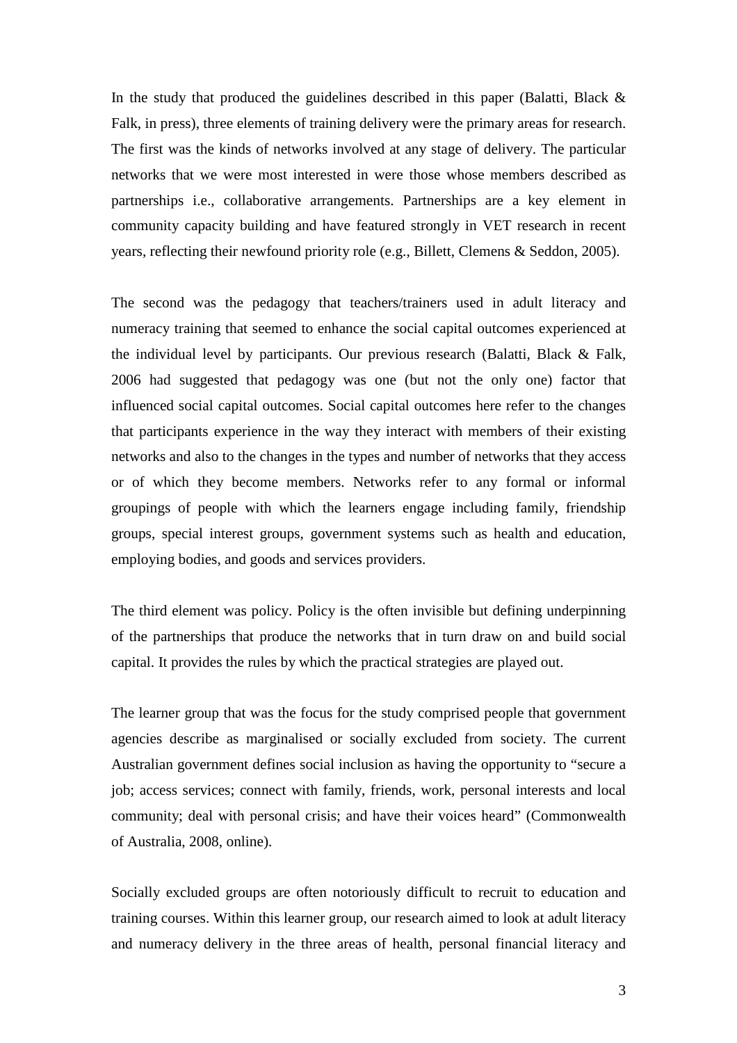In the study that produced the guidelines described in this paper (Balatti, Black & Falk, in press), three elements of training delivery were the primary areas for research. The first was the kinds of networks involved at any stage of delivery. The particular networks that we were most interested in were those whose members described as partnerships i.e., collaborative arrangements. Partnerships are a key element in community capacity building and have featured strongly in VET research in recent years, reflecting their newfound priority role (e.g., Billett, Clemens & Seddon, 2005).

The second was the pedagogy that teachers/trainers used in adult literacy and numeracy training that seemed to enhance the social capital outcomes experienced at the individual level by participants. Our previous research (Balatti, Black & Falk, 2006 had suggested that pedagogy was one (but not the only one) factor that influenced social capital outcomes. Social capital outcomes here refer to the changes that participants experience in the way they interact with members of their existing networks and also to the changes in the types and number of networks that they access or of which they become members. Networks refer to any formal or informal groupings of people with which the learners engage including family, friendship groups, special interest groups, government systems such as health and education, employing bodies, and goods and services providers.

The third element was policy. Policy is the often invisible but defining underpinning of the partnerships that produce the networks that in turn draw on and build social capital. It provides the rules by which the practical strategies are played out.

The learner group that was the focus for the study comprised people that government agencies describe as marginalised or socially excluded from society. The current Australian government defines social inclusion as having the opportunity to "secure a job; access services; connect with family, friends, work, personal interests and local community; deal with personal crisis; and have their voices heard" (Commonwealth of Australia, 2008, online).

Socially excluded groups are often notoriously difficult to recruit to education and training courses. Within this learner group, our research aimed to look at adult literacy and numeracy delivery in the three areas of health, personal financial literacy and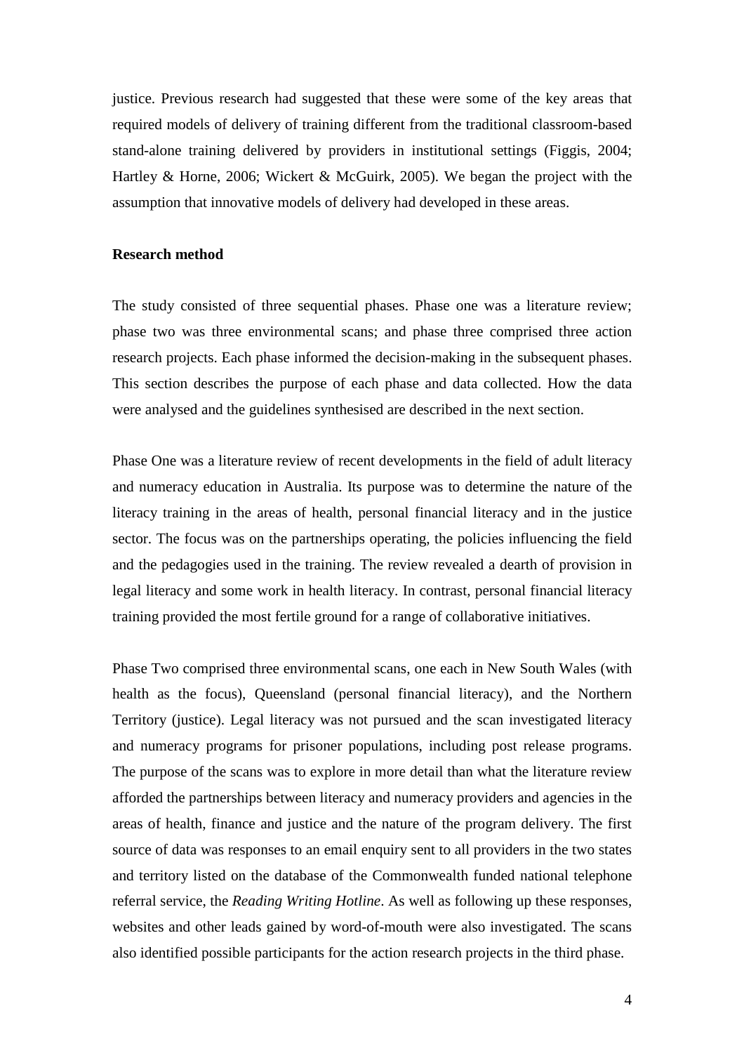justice. Previous research had suggested that these were some of the key areas that required models of delivery of training different from the traditional classroom-based stand-alone training delivered by providers in institutional settings (Figgis, 2004; Hartley & Horne, 2006; Wickert & McGuirk, 2005). We began the project with the assumption that innovative models of delivery had developed in these areas.

## Research method

The study consisted of three sequential phases. Phase one was a literature review; phase two was three environmental scans; and phase three comprised three action research projects. Each phase informed the decision-making in the subsequent phases. This section describes the purpose of each phase and data collected. How the data were analysed and the guidelines synthesised are described in the next section.

Phase One was a literature review of recent developments in the field of adult literacy and numeracy education in Australia. Its purpose was to determine the nature of the literacy training in the areas of health, personal financial literacy and in the justice sector. The focus was on the partnerships operating, the policies influencing the field and the pedagogies used in the training. The review revealed a dearth of provision in legal literacy and some work in health literacy. In contrast, personal financial literacy training provided the most fertile ground for a range of collaborative initiatives.

Phase Two comprised three environmental scans, one each in New South Wales (with health as the focus), Queensland (personal financial literacy), and the Northern Territory (justice). Legal literacy was not pursued and the scan investigated literacy and numeracy programs for prisoner populations, including post release programs. The purpose of the scans was to explore in more detail than what the literature review afforded the partnerships between literacy and numeracy providers and agencies in the areas of health, finance and justice and the nature of the program delivery. The first source of data was responses to an email enquiry sent to all providers in the two states and territory listed on the database of the Commonwealth funded national telephone referral service, the *Reading Writing Hotline*. As well as following up these responses, websites and other leads gained by word-of-mouth were also investigated. The scans also identified possible participants for the action research projects in the third phase.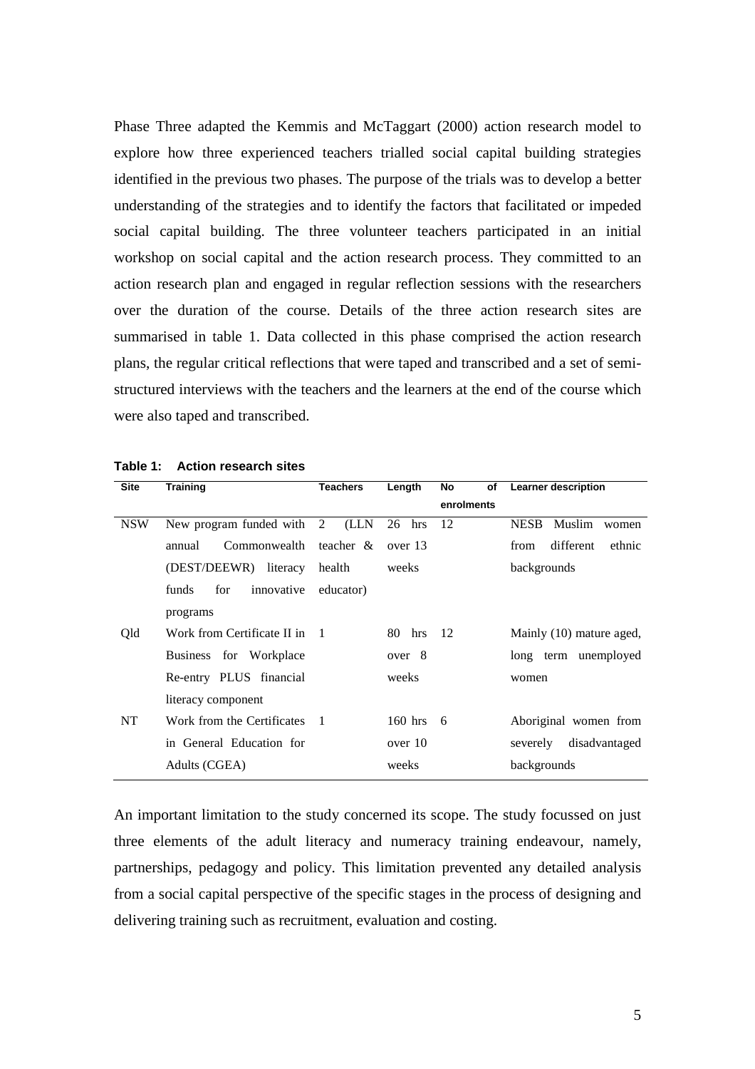Phase Three adapted the Kemmis and McTaggart (2000) action research model to explore how three experienced teachers trialled social capital building strategies identified in the previous two phases. The purpose of the trials was to develop a better understanding of the strategies and to identify the factors that facilitated or impeded social capital building. The three volunteer teachers participated in an initial workshop on social capital and the action research process. They committed to an action research plan and engaged in regular reflection sessions with the researchers over the duration of the course. Details of the three action research sites are summarised in table 1. Data collected in this phase comprised the action research plans, the regular critical reflections that were taped and transcribed and a set of semi-structured interviews with the teachers and the learners at the end of the course which were also taped and transcribed.

**Table 1: Action research sites**

| Site | Training | Teachers | Length | No of enrolments | Learner description |
|---|---|---|---|---|---|
| NSW | New program funded with annual Commonwealth (DEST/DEEWR) literacy funds for innovative programs | 2 (LLN teacher & health educator) | 26 hrs over 13 weeks | 12 | NESB Muslim women from different ethnic backgrounds |
| Qld | Work from Certificate II in Business for Workplace Re-entry PLUS financial literacy component | 1 | 80 hrs over 8 weeks | 12 | Mainly (10) mature aged, long term unemployed women |
| NT | Work from the Certificates in General Education for Adults (CGEA) | 1 | 160 hrs over 10 weeks | 6 | Aboriginal women from severely disadvantaged backgrounds |

An important limitation to the study concerned its scope. The study focussed on just three elements of the adult literacy and numeracy training endeavour, namely, partnerships, pedagogy and policy. This limitation prevented any detailed analysis from a social capital perspective of the specific stages in the process of designing and delivering training such as recruitment, evaluation and costing.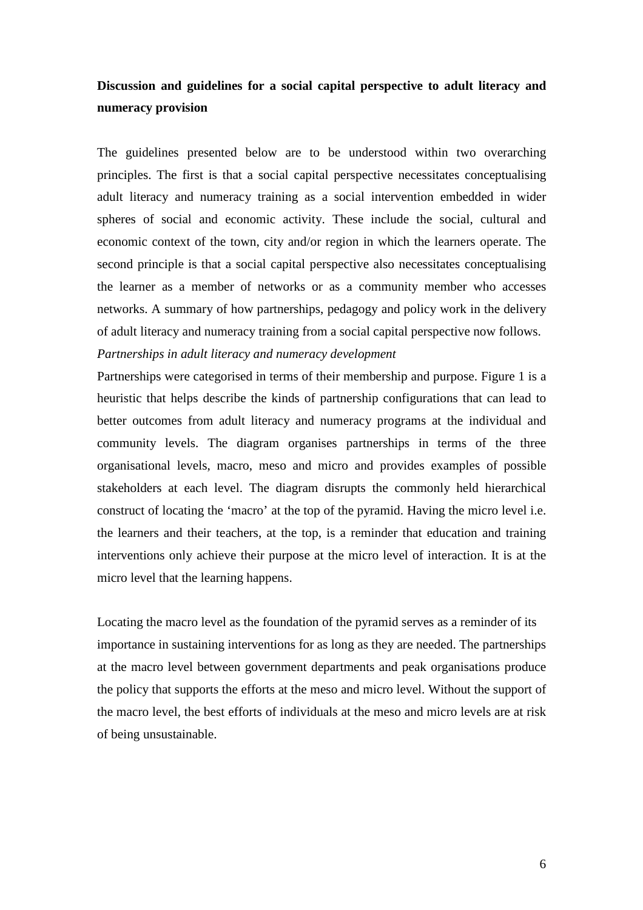## Discussion and guidelines for a social capital perspective to adult literacy and numeracy provision

The guidelines presented below are to be understood within two overarching principles. The first is that a social capital perspective necessitates conceptualising adult literacy and numeracy training as a social intervention embedded in wider spheres of social and economic activity. These include the social, cultural and economic context of the town, city and/or region in which the learners operate. The second principle is that a social capital perspective also necessitates conceptualising the learner as a member of networks or as a community member who accesses networks. A summary of how partnerships, pedagogy and policy work in the delivery of adult literacy and numeracy training from a social capital perspective now follows.

### *Partnerships in adult literacy and numeracy development*

Partnerships were categorised in terms of their membership and purpose. Figure 1 is a heuristic that helps describe the kinds of partnership configurations that can lead to better outcomes from adult literacy and numeracy programs at the individual and community levels. The diagram organises partnerships in terms of the three organisational levels, macro, meso and micro and provides examples of possible stakeholders at each level. The diagram disrupts the commonly held hierarchical construct of locating the 'macro' at the top of the pyramid. Having the micro level i.e. the learners and their teachers, at the top, is a reminder that education and training interventions only achieve their purpose at the micro level of interaction. It is at the micro level that the learning happens.

Locating the macro level as the foundation of the pyramid serves as a reminder of its importance in sustaining interventions for as long as they are needed. The partnerships at the macro level between government departments and peak organisations produce the policy that supports the efforts at the meso and micro level. Without the support of the macro level, the best efforts of individuals at the meso and micro levels are at risk of being unsustainable.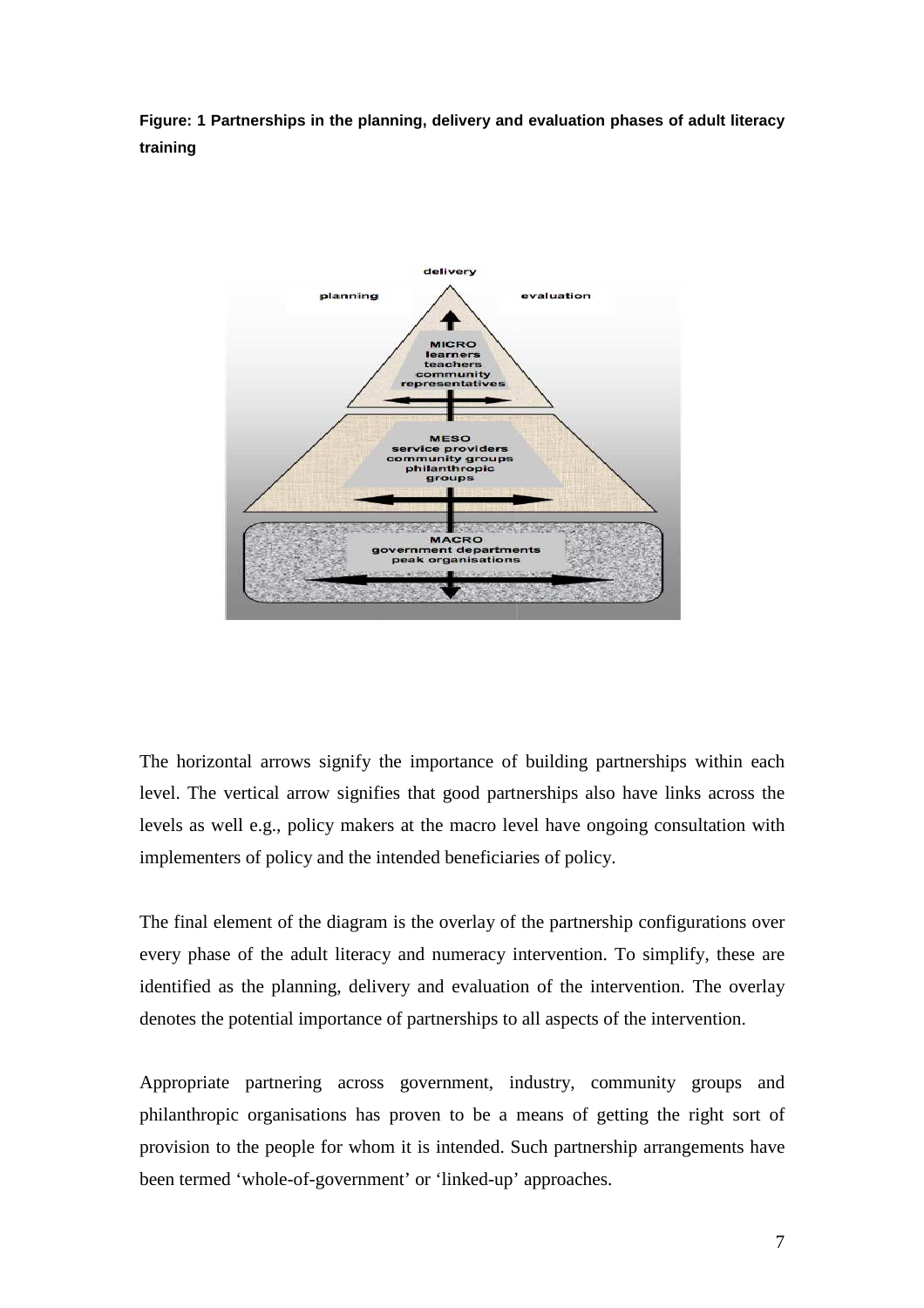**Figure: 1 Partnerships in the planning, delivery and evaluation phases of adult literacy training**

The horizontal arrows signify the importance of building partnerships within each level. The vertical arrow signifies that good partnerships also have links across the levels as well e.g., policy makers at the macro level have ongoing consultation with implementers of policy and the intended beneficiaries of policy.

The final element of the diagram is the overlay of the partnership configurations over every phase of the adult literacy and numeracy intervention. To simplify, these are identified as the planning, delivery and evaluation of the intervention. The overlay denotes the potential importance of partnerships to all aspects of the intervention.

Appropriate partnering across government, industry, community groups and philanthropic organisations has proven to be a means of getting the right sort of provision to the people for whom it is intended. Such partnership arrangements have been termed 'whole-of-government' or 'linked-up' approaches.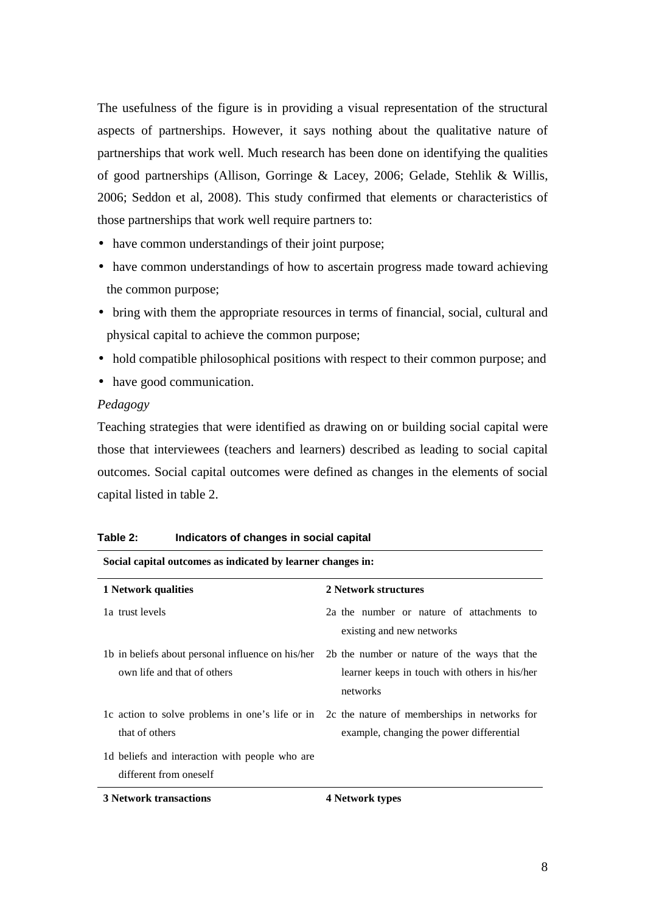The usefulness of the figure is in providing a visual representation of the structural aspects of partnerships. However, it says nothing about the qualitative nature of partnerships that work well. Much research has been done on identifying the qualities of good partnerships (Allison, Gorringe & Lacey, 2006; Gelade, Stehlik & Willis, 2006; Seddon et al, 2008). This study confirmed that elements or characteristics of those partnerships that work well require partners to:

- have common understandings of their joint purpose;
- have common understandings of how to ascertain progress made toward achieving the common purpose;
- bring with them the appropriate resources in terms of financial, social, cultural and physical capital to achieve the common purpose;
- hold compatible philosophical positions with respect to their common purpose; and
- have good communication.

*Pedagogy*

Teaching strategies that were identified as drawing on or building social capital were those that interviewees (teachers and learners) described as leading to social capital outcomes. Social capital outcomes were defined as changes in the elements of social capital listed in table 2.

**Table 2: Indicators of changes in social capital**

| **Social capital outcomes as indicated by learner changes in:** | |
|---|---|
| **1 Network qualities** | **2 Network structures** |
| 1a trust levels | 2a the number or nature of attachments to existing and new networks |
| 1b in beliefs about personal influence on his/her own life and that of others | 2b the number or nature of the ways that the learner keeps in touch with others in his/her networks |
| 1c action to solve problems in one's life or in that of others | 2c the nature of memberships in networks for example, changing the power differential |
| 1d beliefs and interaction with people who are different from oneself | |
| **3 Network transactions** | **4 Network types** |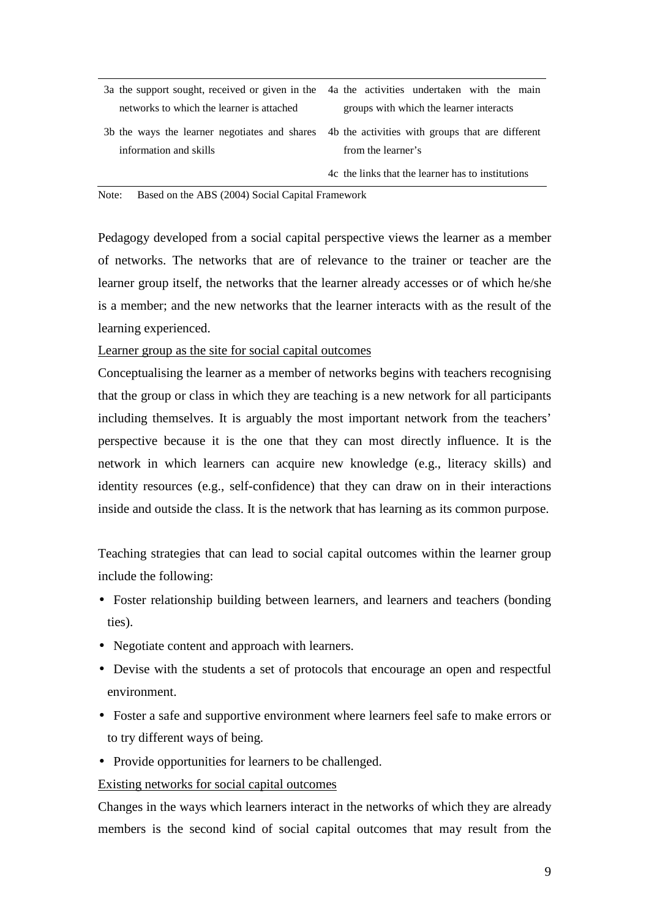| | |
|---|---|
| 3a the support sought, received or given in the networks to which the learner is attached | 4a the activities undertaken with the main groups with which the learner interacts |
| 3b the ways the learner negotiates and shares information and skills | 4b the activities with groups that are different from the learner's |
| | 4c the links that the learner has to institutions |

Note: Based on the ABS (2004) Social Capital Framework

Pedagogy developed from a social capital perspective views the learner as a member of networks. The networks that are of relevance to the trainer or teacher are the learner group itself, the networks that the learner already accesses or of which he/she is a member; and the new networks that the learner interacts with as the result of the learning experienced.

Learner group as the site for social capital outcomes

Conceptualising the learner as a member of networks begins with teachers recognising that the group or class in which they are teaching is a new network for all participants including themselves. It is arguably the most important network from the teachers' perspective because it is the one that they can most directly influence. It is the network in which learners can acquire new knowledge (e.g., literacy skills) and identity resources (e.g., self-confidence) that they can draw on in their interactions inside and outside the class. It is the network that has learning as its common purpose.

Teaching strategies that can lead to social capital outcomes within the learner group include the following:

- Foster relationship building between learners, and learners and teachers (bonding ties).
- Negotiate content and approach with learners.
- Devise with the students a set of protocols that encourage an open and respectful environment.
- Foster a safe and supportive environment where learners feel safe to make errors or to try different ways of being.
- Provide opportunities for learners to be challenged.

Existing networks for social capital outcomes

Changes in the ways which learners interact in the networks of which they are already members is the second kind of social capital outcomes that may result from the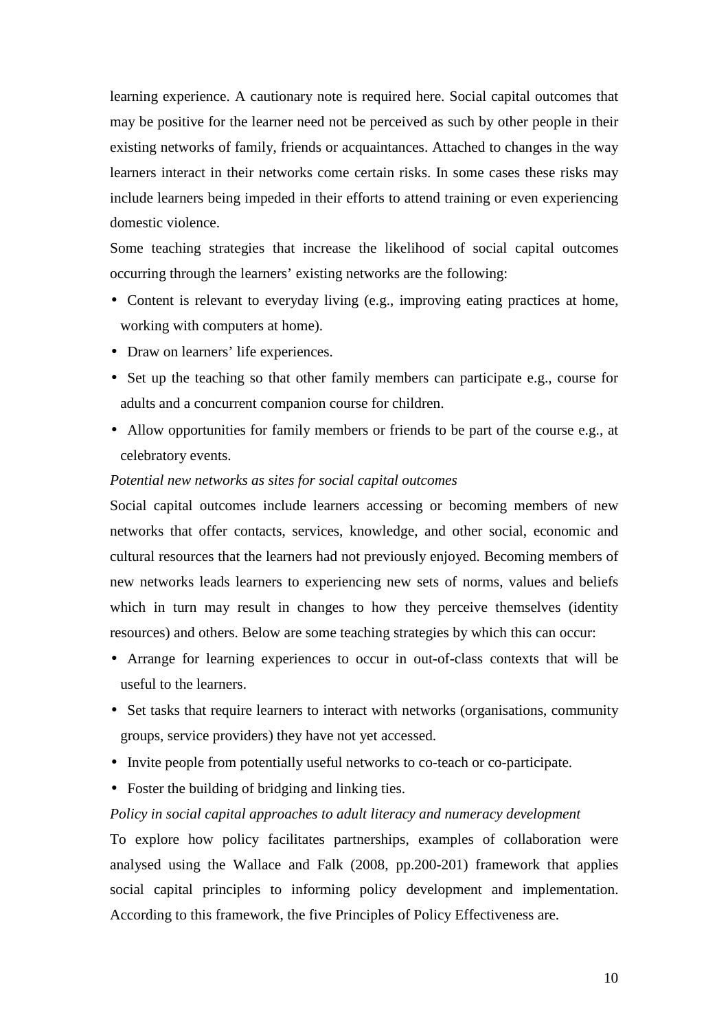learning experience. A cautionary note is required here. Social capital outcomes that may be positive for the learner need not be perceived as such by other people in their existing networks of family, friends or acquaintances. Attached to changes in the way learners interact in their networks come certain risks. In some cases these risks may include learners being impeded in their efforts to attend training or even experiencing domestic violence.

Some teaching strategies that increase the likelihood of social capital outcomes occurring through the learners' existing networks are the following:

- Content is relevant to everyday living (e.g., improving eating practices at home, working with computers at home).
- Draw on learners' life experiences.
- Set up the teaching so that other family members can participate e.g., course for adults and a concurrent companion course for children.
- Allow opportunities for family members or friends to be part of the course e.g., at celebratory events.

*Potential new networks as sites for social capital outcomes*

Social capital outcomes include learners accessing or becoming members of new networks that offer contacts, services, knowledge, and other social, economic and cultural resources that the learners had not previously enjoyed. Becoming members of new networks leads learners to experiencing new sets of norms, values and beliefs which in turn may result in changes to how they perceive themselves (identity resources) and others. Below are some teaching strategies by which this can occur:

- Arrange for learning experiences to occur in out-of-class contexts that will be useful to the learners.
- Set tasks that require learners to interact with networks (organisations, community groups, service providers) they have not yet accessed.
- Invite people from potentially useful networks to co-teach or co-participate.
- Foster the building of bridging and linking ties.

*Policy in social capital approaches to adult literacy and numeracy development*

To explore how policy facilitates partnerships, examples of collaboration were analysed using the Wallace and Falk (2008, pp.200-201) framework that applies social capital principles to informing policy development and implementation. According to this framework, the five Principles of Policy Effectiveness are.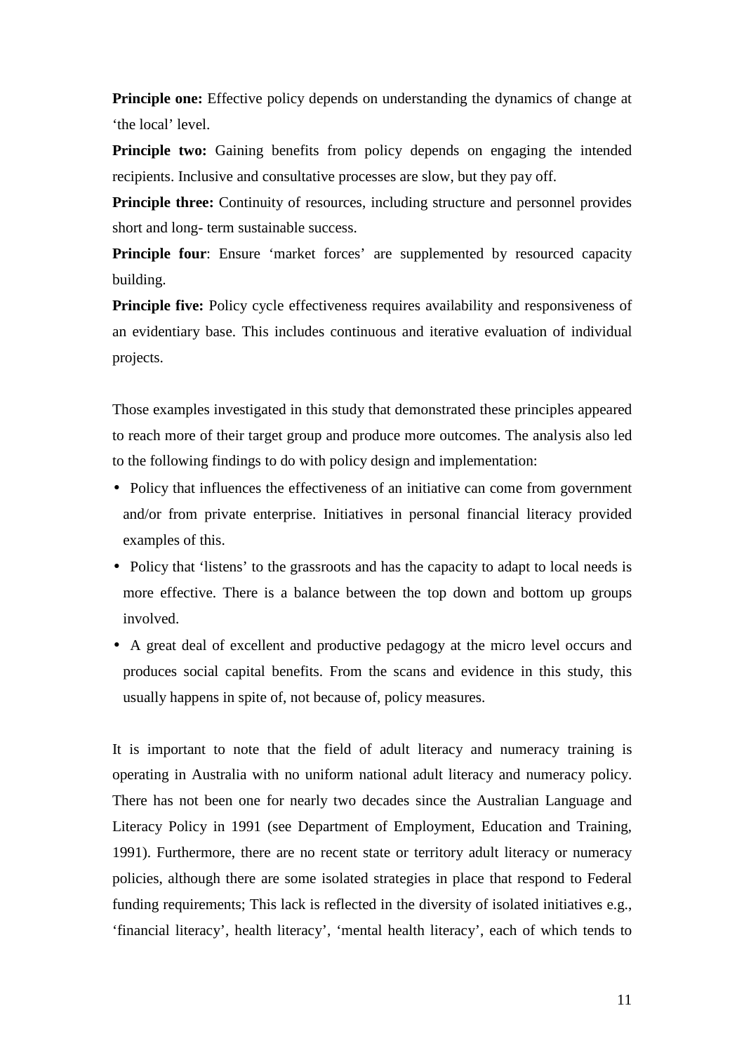**Principle one:** Effective policy depends on understanding the dynamics of change at 'the local' level.

**Principle two:** Gaining benefits from policy depends on engaging the intended recipients. Inclusive and consultative processes are slow, but they pay off.

**Principle three:** Continuity of resources, including structure and personnel provides short and long- term sustainable success.

**Principle four**: Ensure 'market forces' are supplemented by resourced capacity building.

**Principle five:** Policy cycle effectiveness requires availability and responsiveness of an evidentiary base. This includes continuous and iterative evaluation of individual projects.

Those examples investigated in this study that demonstrated these principles appeared to reach more of their target group and produce more outcomes. The analysis also led to the following findings to do with policy design and implementation:

- Policy that influences the effectiveness of an initiative can come from government and/or from private enterprise. Initiatives in personal financial literacy provided examples of this.
- Policy that 'listens' to the grassroots and has the capacity to adapt to local needs is more effective. There is a balance between the top down and bottom up groups involved.
- A great deal of excellent and productive pedagogy at the micro level occurs and produces social capital benefits. From the scans and evidence in this study, this usually happens in spite of, not because of, policy measures.

It is important to note that the field of adult literacy and numeracy training is operating in Australia with no uniform national adult literacy and numeracy policy. There has not been one for nearly two decades since the Australian Language and Literacy Policy in 1991 (see Department of Employment, Education and Training, 1991). Furthermore, there are no recent state or territory adult literacy or numeracy policies, although there are some isolated strategies in place that respond to Federal funding requirements; This lack is reflected in the diversity of isolated initiatives e.g., 'financial literacy', health literacy', 'mental health literacy', each of which tends to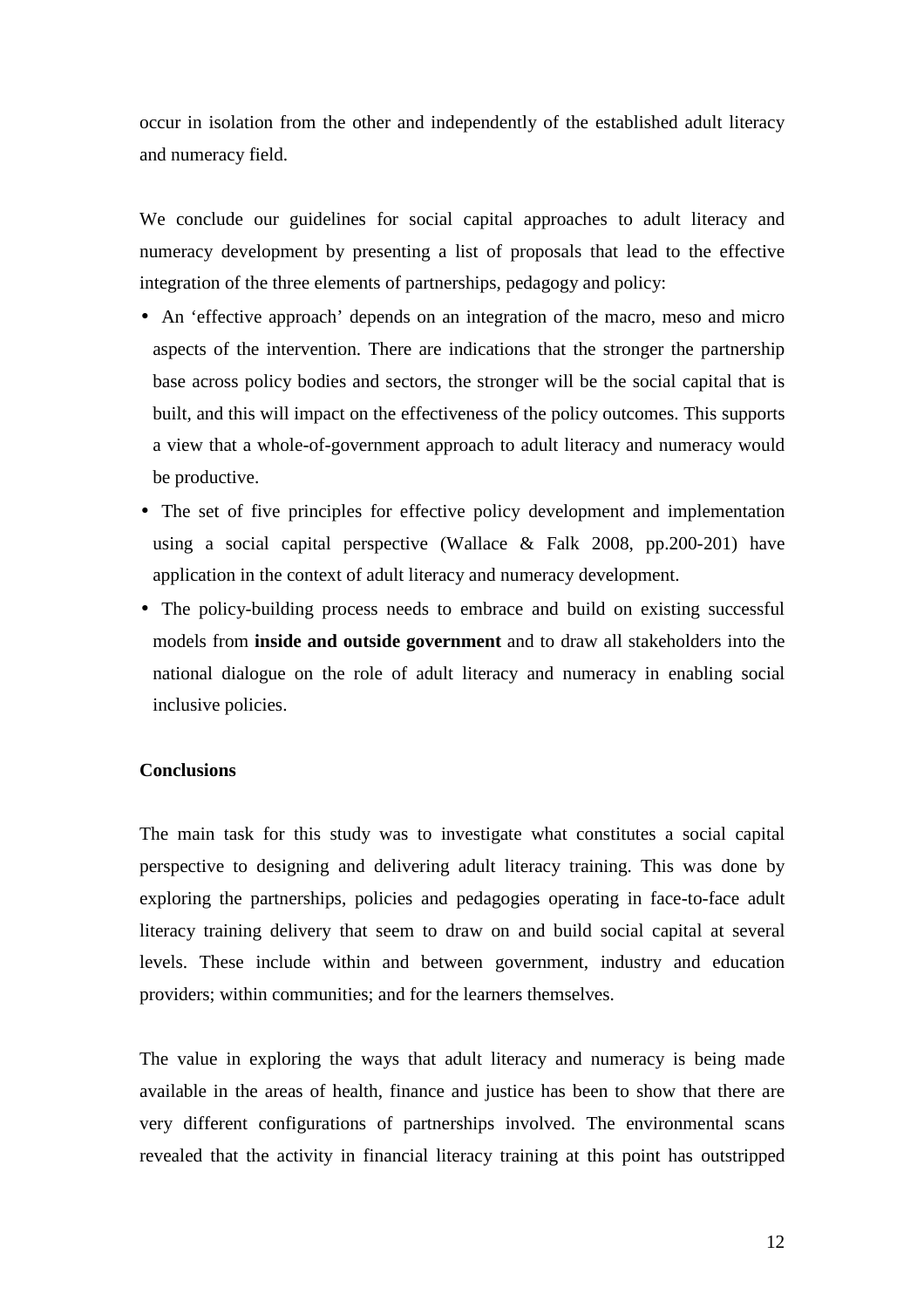occur in isolation from the other and independently of the established adult literacy and numeracy field.

We conclude our guidelines for social capital approaches to adult literacy and numeracy development by presenting a list of proposals that lead to the effective integration of the three elements of partnerships, pedagogy and policy:

- An 'effective approach' depends on an integration of the macro, meso and micro aspects of the intervention. There are indications that the stronger the partnership base across policy bodies and sectors, the stronger will be the social capital that is built, and this will impact on the effectiveness of the policy outcomes. This supports a view that a whole-of-government approach to adult literacy and numeracy would be productive.
- The set of five principles for effective policy development and implementation using a social capital perspective (Wallace & Falk 2008, pp.200-201) have application in the context of adult literacy and numeracy development.
- The policy-building process needs to embrace and build on existing successful models from **inside and outside government** and to draw all stakeholders into the national dialogue on the role of adult literacy and numeracy in enabling social inclusive policies.

**Conclusions**

The main task for this study was to investigate what constitutes a social capital perspective to designing and delivering adult literacy training. This was done by exploring the partnerships, policies and pedagogies operating in face-to-face adult literacy training delivery that seem to draw on and build social capital at several levels. These include within and between government, industry and education providers; within communities; and for the learners themselves.

The value in exploring the ways that adult literacy and numeracy is being made available in the areas of health, finance and justice has been to show that there are very different configurations of partnerships involved. The environmental scans revealed that the activity in financial literacy training at this point has outstripped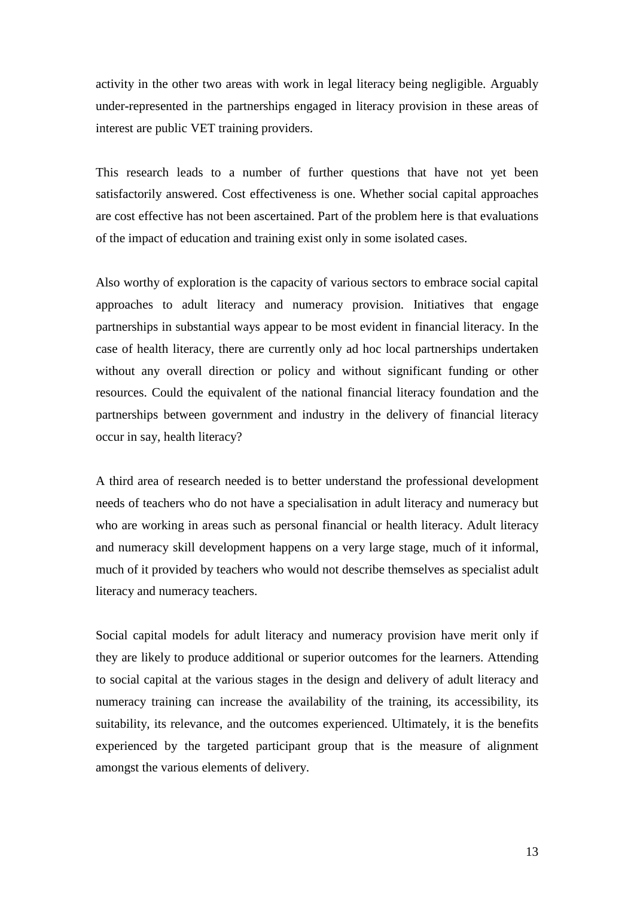activity in the other two areas with work in legal literacy being negligible. Arguably under-represented in the partnerships engaged in literacy provision in these areas of interest are public VET training providers.

This research leads to a number of further questions that have not yet been satisfactorily answered. Cost effectiveness is one. Whether social capital approaches are cost effective has not been ascertained. Part of the problem here is that evaluations of the impact of education and training exist only in some isolated cases.

Also worthy of exploration is the capacity of various sectors to embrace social capital approaches to adult literacy and numeracy provision. Initiatives that engage partnerships in substantial ways appear to be most evident in financial literacy. In the case of health literacy, there are currently only ad hoc local partnerships undertaken without any overall direction or policy and without significant funding or other resources. Could the equivalent of the national financial literacy foundation and the partnerships between government and industry in the delivery of financial literacy occur in say, health literacy?

A third area of research needed is to better understand the professional development needs of teachers who do not have a specialisation in adult literacy and numeracy but who are working in areas such as personal financial or health literacy. Adult literacy and numeracy skill development happens on a very large stage, much of it informal, much of it provided by teachers who would not describe themselves as specialist adult literacy and numeracy teachers.

Social capital models for adult literacy and numeracy provision have merit only if they are likely to produce additional or superior outcomes for the learners. Attending to social capital at the various stages in the design and delivery of adult literacy and numeracy training can increase the availability of the training, its accessibility, its suitability, its relevance, and the outcomes experienced. Ultimately, it is the benefits experienced by the targeted participant group that is the measure of alignment amongst the various elements of delivery.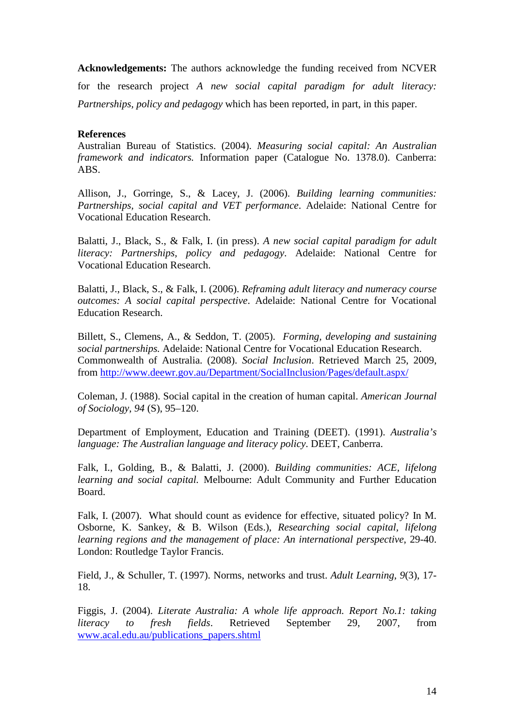**Acknowledgements:** The authors acknowledge the funding received from NCVER for the research project *A new social capital paradigm for adult literacy: Partnerships, policy and pedagogy* which has been reported, in part, in this paper.

**References**

Australian Bureau of Statistics. (2004). *Measuring social capital: An Australian framework and indicators.* Information paper (Catalogue No. 1378.0). Canberra: ABS.

Allison, J., Gorringe, S., & Lacey, J. (2006). *Building learning communities: Partnerships, social capital and VET performance*. Adelaide: National Centre for Vocational Education Research.

Balatti, J., Black, S., & Falk, I. (in press). *A new social capital paradigm for adult literacy: Partnerships, policy and pedagogy*. Adelaide: National Centre for Vocational Education Research.

Balatti, J., Black, S., & Falk, I. (2006). *Reframing adult literacy and numeracy course outcomes: A social capital perspective*. Adelaide: National Centre for Vocational Education Research.

Billett, S., Clemens, A., & Seddon, T. (2005). *Forming, developing and sustaining social partnerships.* Adelaide: National Centre for Vocational Education Research.
Commonwealth of Australia. (2008). *Social Inclusion*. Retrieved March 25, 2009, from http://www.deewr.gov.au/Department/SocialInclusion/Pages/default.aspx/

Coleman, J. (1988). Social capital in the creation of human capital. *American Journal of Sociology*, *94* (S), 95–120.

Department of Employment, Education and Training (DEET). (1991). *Australia's language: The Australian language and literacy policy*. DEET, Canberra.

Falk, I., Golding, B., & Balatti, J. (2000). *Building communities: ACE, lifelong learning and social capital.* Melbourne: Adult Community and Further Education Board.

Falk, I. (2007). What should count as evidence for effective, situated policy? In M. Osborne, K. Sankey, & B. Wilson (Eds.), *Researching social capital, lifelong learning regions and the management of place: An international perspective*, 29-40. London: Routledge Taylor Francis.

Field, J., & Schuller, T. (1997). Norms, networks and trust. *Adult Learning*, *9*(3), 17-18.

Figgis, J. (2004). *Literate Australia: A whole life approach. Report No.1: taking literacy to fresh fields*. Retrieved September 29, 2007, from www.acal.edu.au/publications_papers.shtml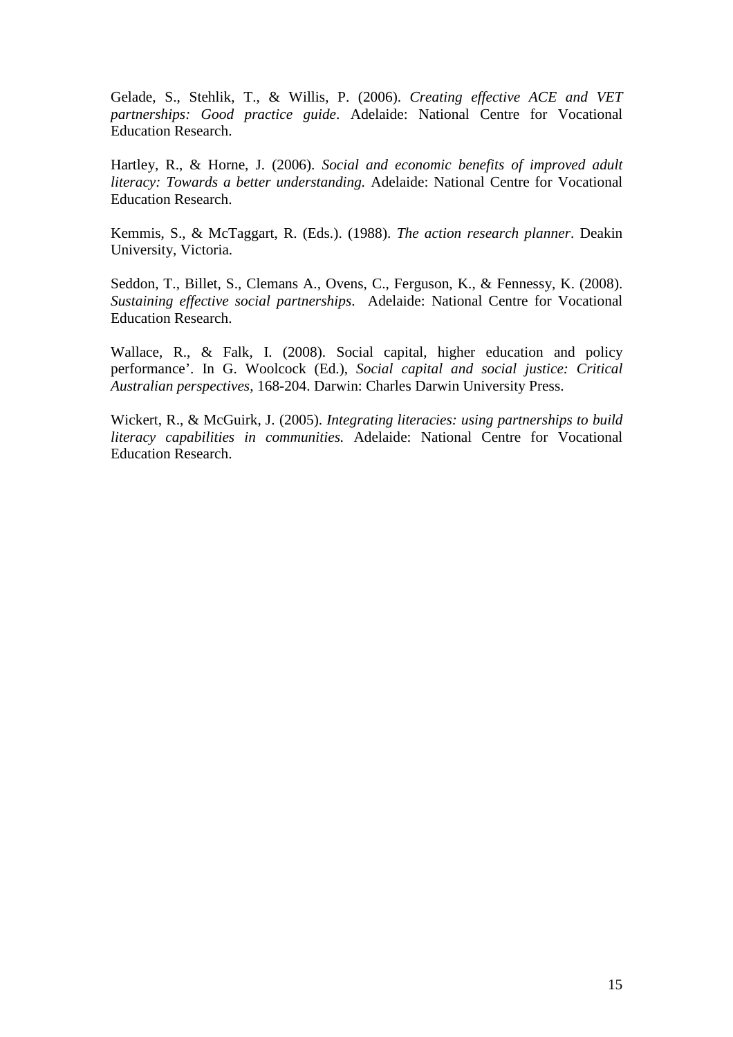Gelade, S., Stehlik, T., & Willis, P. (2006). *Creating effective ACE and VET partnerships: Good practice guide*. Adelaide: National Centre for Vocational Education Research.

Hartley, R., & Horne, J. (2006). *Social and economic benefits of improved adult literacy: Towards a better understanding.* Adelaide: National Centre for Vocational Education Research.

Kemmis, S., & McTaggart, R. (Eds.). (1988). *The action research planner*. Deakin University, Victoria.

Seddon, T., Billet, S., Clemans A., Ovens, C., Ferguson, K., & Fennessy, K. (2008). *Sustaining effective social partnerships*. Adelaide: National Centre for Vocational Education Research.

Wallace, R., & Falk, I. (2008). Social capital, higher education and policy performance'. In G. Woolcock (Ed.), *Social capital and social justice: Critical Australian perspectives*, 168-204. Darwin: Charles Darwin University Press.

Wickert, R., & McGuirk, J. (2005). *Integrating literacies: using partnerships to build literacy capabilities in communities.* Adelaide: National Centre for Vocational Education Research.